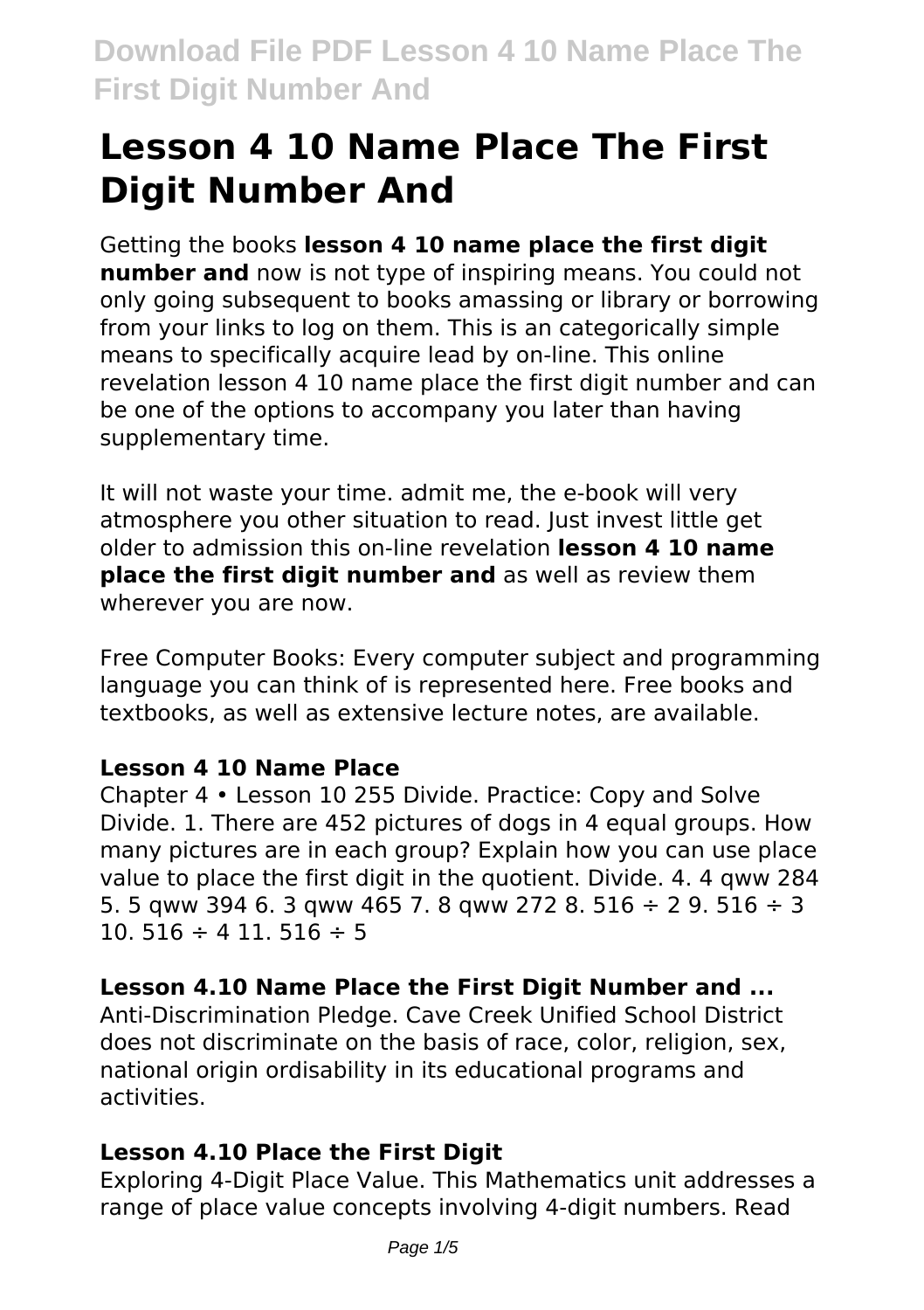# Lesson 4 10 Name Place The First Digit Number And

Getting the books **lesson 4 10 name place the first digit number and** now is not type of inspiring means. You could not only going subsequent to books amassing or library or borrowing from your links to log on them. This is an categorically simple means to specifically acquire lead by on-line. This online revelation lesson 4 10 name place the first digit number and can be one of the options to accompany you later than having supplementary time.

It will not waste your time. admit me, the e-book will very atmosphere you other situation to read. Just invest little get older to admission this on-line revelation **lesson 4 10 name place the first digit number and** as well as review them wherever you are now.

Free Computer Books: Every computer subject and programming language you can think of is represented here. Free books and textbooks, as well as extensive lecture notes, are available.

### Lesson 4 10 Name Place

Chapter 4 • Lesson 10 255 Divide. Practice: Copy and Solve Divide. 1. There are 452 pictures of dogs in 4 equal groups. How many pictures are in each group? Explain how you can use place value to place the first digit in the quotient. Divide. 4. 4 qww 284 5. 5 qww 394 6. 3 qww 465 7. 8 qww 272 8. 516 ÷ 2 9. 516 ÷ 3 10. 516 ÷ 4 11. 516 ÷ 5

### Lesson 4.10 Name Place the First Digit Number and ...

Anti-Discrimination Pledge. Cave Creek Unified School District does not discriminate on the basis of race, color, religion, sex, national origin ordisability in its educational programs and activities.

### Lesson 4.10 Place the First Digit

Exploring 4-Digit Place Value. This Mathematics unit addresses a range of place value concepts involving 4-digit numbers. Read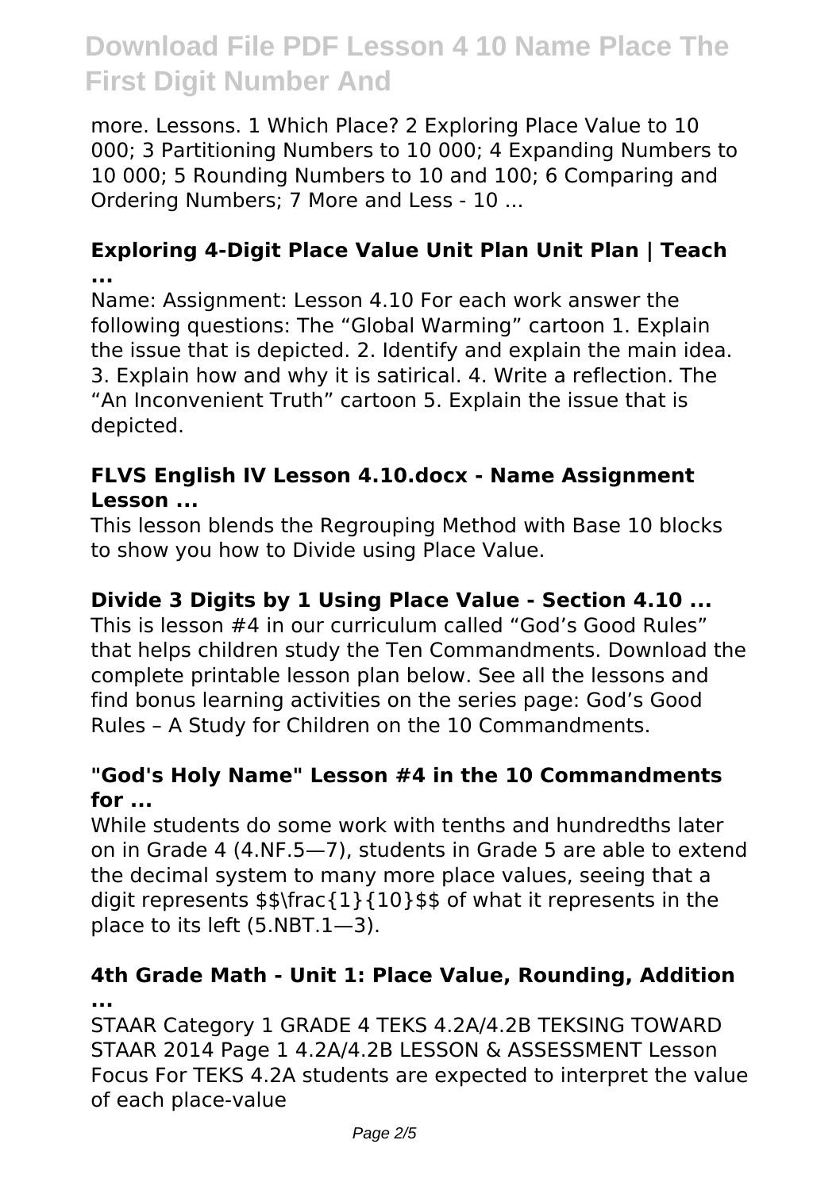more. Lessons. 1 Which Place? 2 Exploring Place Value to 10 000; 3 Partitioning Numbers to 10 000; 4 Expanding Numbers to 10 000; 5 Rounding Numbers to 10 and 100; 6 Comparing and Ordering Numbers; 7 More and Less - 10 ...

### Exploring 4-Digit Place Value Unit Plan Unit Plan | Teach ...

Name: Assignment: Lesson 4.10 For each work answer the following questions: The "Global Warming" cartoon 1. Explain the issue that is depicted. 2. Identify and explain the main idea. 3. Explain how and why it is satirical. 4. Write a reflection. The "An Inconvenient Truth" cartoon 5. Explain the issue that is depicted.

### FLVS English IV Lesson 4.10.docx - Name Assignment Lesson ...

This lesson blends the Regrouping Method with Base 10 blocks to show you how to Divide using Place Value.

### Divide 3 Digits by 1 Using Place Value - Section 4.10 ...

This is lesson #4 in our curriculum called "God's Good Rules" that helps children study the Ten Commandments. Download the complete printable lesson plan below. See all the lessons and find bonus learning activities on the series page: God's Good Rules – A Study for Children on the 10 Commandments.

### "God's Holy Name" Lesson #4 in the 10 Commandments for ...

While students do some work with tenths and hundredths later on in Grade 4 (4.NF.5—7), students in Grade 5 are able to extend the decimal system to many more place values, seeing that a digit represents $\frac{1}{10}$ of what it represents in the place to its left (5.NBT.1—3).

### 4th Grade Math - Unit 1: Place Value, Rounding, Addition ...

STAAR Category 1 GRADE 4 TEKS 4.2A/4.2B TEKSING TOWARD STAAR 2014 Page 1 4.2A/4.2B LESSON & ASSESSMENT Lesson Focus For TEKS 4.2A students are expected to interpret the value of each place-value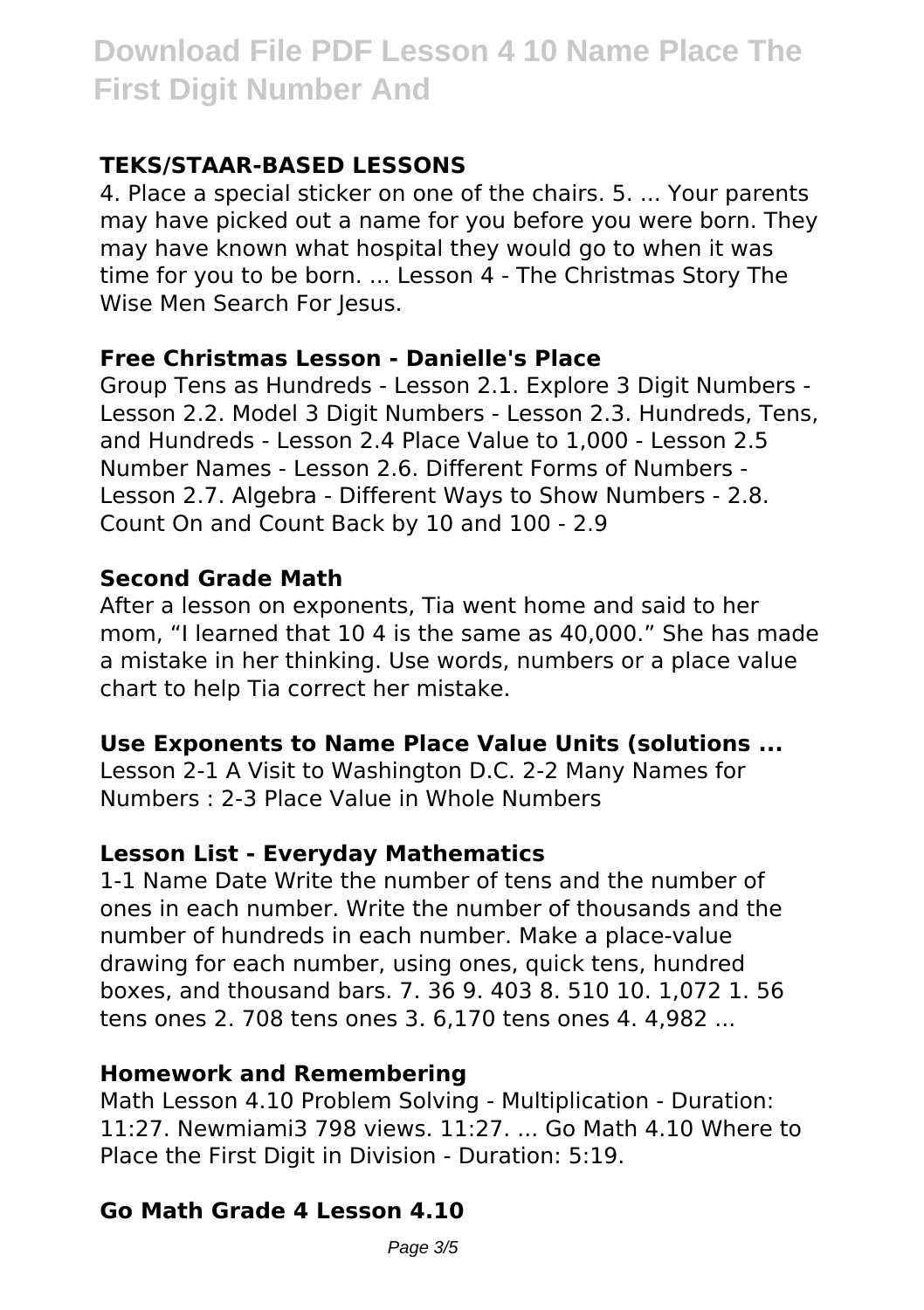### TEKS/STAAR-BASED LESSONS

4. Place a special sticker on one of the chairs. 5. ... Your parents may have picked out a name for you before you were born. They may have known what hospital they would go to when it was time for you to be born. ... Lesson 4 - The Christmas Story The Wise Men Search For Jesus.

### Free Christmas Lesson - Danielle's Place

Group Tens as Hundreds - Lesson 2.1. Explore 3 Digit Numbers - Lesson 2.2. Model 3 Digit Numbers - Lesson 2.3. Hundreds, Tens, and Hundreds - Lesson 2.4 Place Value to 1,000 - Lesson 2.5 Number Names - Lesson 2.6. Different Forms of Numbers - Lesson 2.7. Algebra - Different Ways to Show Numbers - 2.8. Count On and Count Back by 10 and 100 - 2.9

### Second Grade Math

After a lesson on exponents, Tia went home and said to her mom, "I learned that 10 4 is the same as 40,000." She has made a mistake in her thinking. Use words, numbers or a place value chart to help Tia correct her mistake.

### Use Exponents to Name Place Value Units (solutions ...

Lesson 2-1 A Visit to Washington D.C. 2-2 Many Names for Numbers : 2-3 Place Value in Whole Numbers

### Lesson List - Everyday Mathematics

1-1 Name Date Write the number of tens and the number of ones in each number. Write the number of thousands and the number of hundreds in each number. Make a place-value drawing for each number, using ones, quick tens, hundred boxes, and thousand bars. 7. 36 9. 403 8. 510 10. 1,072 1. 56 tens ones 2. 708 tens ones 3. 6,170 tens ones 4. 4,982 ...

### Homework and Remembering

Math Lesson 4.10 Problem Solving - Multiplication - Duration: 11:27. Newmiami3 798 views. 11:27. ... Go Math 4.10 Where to Place the First Digit in Division - Duration: 5:19.

### Go Math Grade 4 Lesson 4.10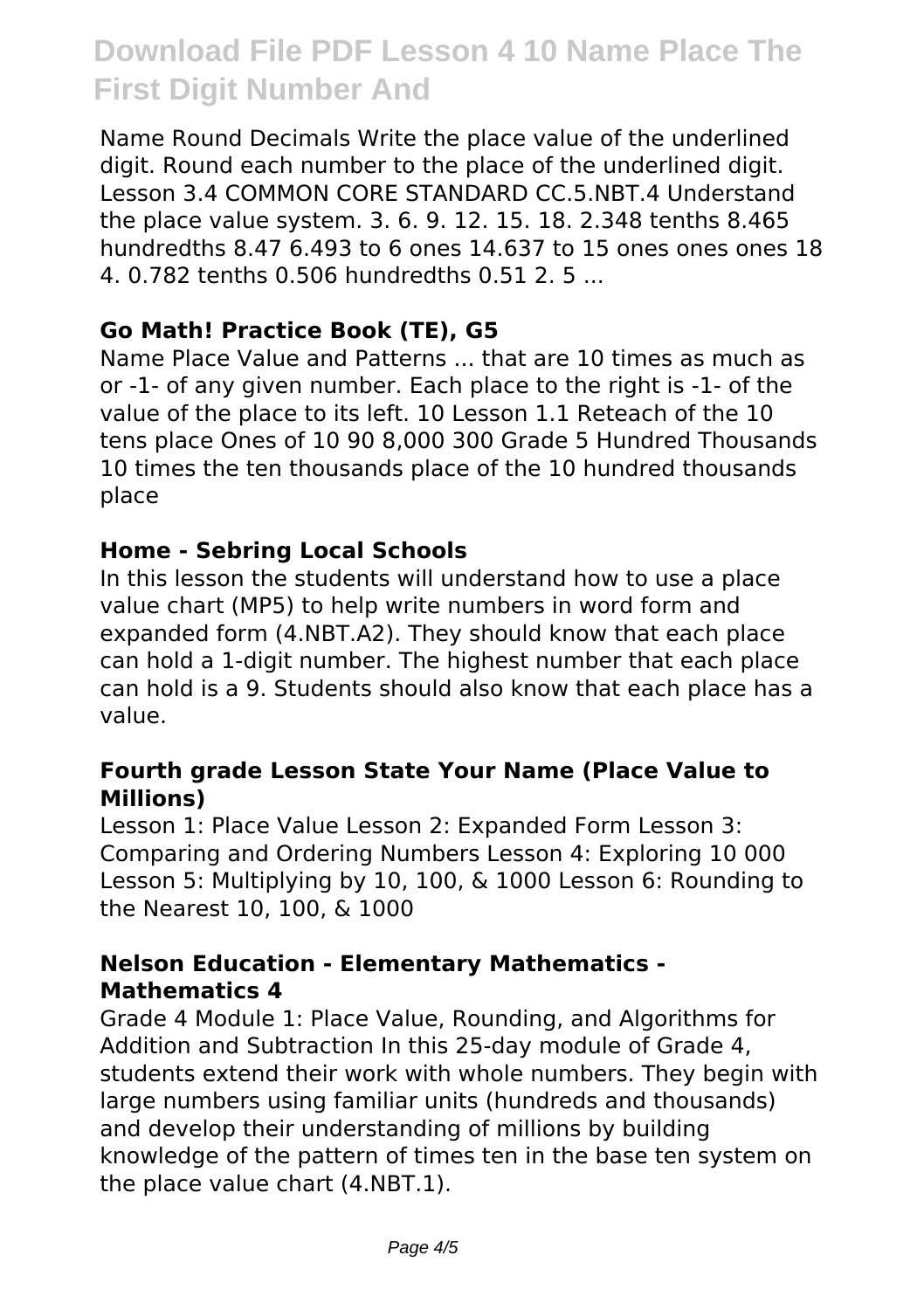Name Round Decimals Write the place value of the underlined digit. Round each number to the place of the underlined digit. Lesson 3.4 COMMON CORE STANDARD CC.5.NBT.4 Understand the place value system. 3. 6. 9. 12. 15. 18. 2.348 tenths 8.465 hundredths 8.47 6.493 to 6 ones 14.637 to 15 ones ones ones 18 4. 0.782 tenths 0.506 hundredths 0.51 2. 5 ...

### Go Math! Practice Book (TE), G5

Name Place Value and Patterns ... that are 10 times as much as or -1- of any given number. Each place to the right is -1- of the value of the place to its left. 10 Lesson 1.1 Reteach of the 10 tens place Ones of 10 90 8,000 300 Grade 5 Hundred Thousands 10 times the ten thousands place of the 10 hundred thousands place

### Home - Sebring Local Schools

In this lesson the students will understand how to use a place value chart (MP5) to help write numbers in word form and expanded form (4.NBT.A2). They should know that each place can hold a 1-digit number. The highest number that each place can hold is a 9. Students should also know that each place has a value.

### Fourth grade Lesson State Your Name (Place Value to Millions)

Lesson 1: Place Value Lesson 2: Expanded Form Lesson 3: Comparing and Ordering Numbers Lesson 4: Exploring 10 000 Lesson 5: Multiplying by 10, 100, & 1000 Lesson 6: Rounding to the Nearest 10, 100, & 1000

### Nelson Education - Elementary Mathematics - Mathematics 4

Grade 4 Module 1: Place Value, Rounding, and Algorithms for Addition and Subtraction In this 25-day module of Grade 4, students extend their work with whole numbers. They begin with large numbers using familiar units (hundreds and thousands) and develop their understanding of millions by building knowledge of the pattern of times ten in the base ten system on the place value chart (4.NBT.1).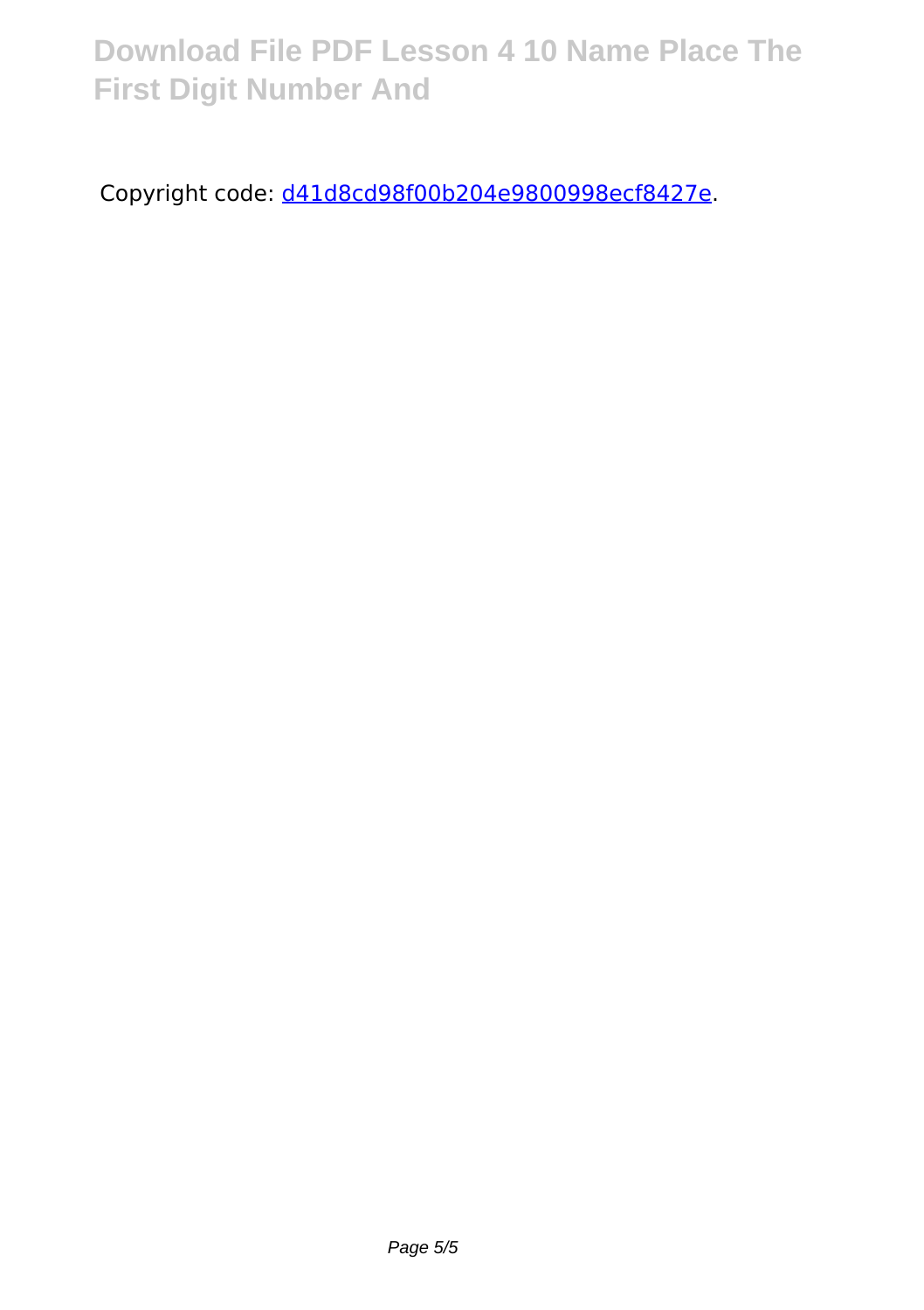Copyright code: [d41d8cd98f00b204e9800998ecf8427e](d41d8cd98f00b204e9800998ecf8427e).